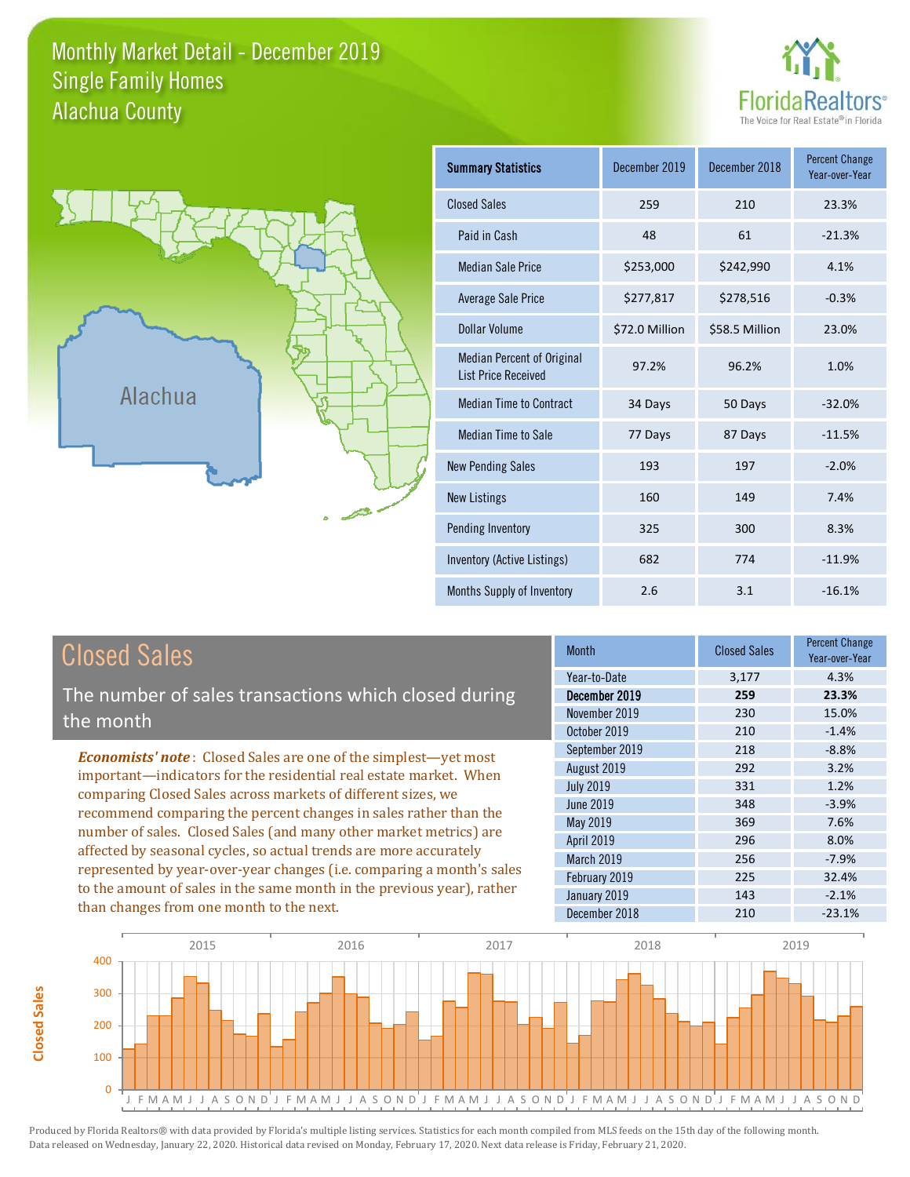# Monthly Market Detail - December 2019
## Single Family Homes
## Alachua County

FloridaRealtors® The Voice for Real Estate® in Florida

Alachua

| Summary Statistics | December 2019 | December 2018 | Percent Change Year-over-Year |
|---|---|---|---|
| Closed Sales | 259 | 210 | 23.3% |
| Paid in Cash | 48 | 61 | -21.3% |
| Median Sale Price | $253,000 | $242,990 | 4.1% |
| Average Sale Price | $277,817 | $278,516 | -0.3% |
| Dollar Volume | $72.0 Million | $58.5 Million | 23.0% |
| Median Percent of Original List Price Received | 97.2% | 96.2% | 1.0% |
| Median Time to Contract | 34 Days | 50 Days | -32.0% |
| Median Time to Sale | 77 Days | 87 Days | -11.5% |
| New Pending Sales | 193 | 197 | -2.0% |
| New Listings | 160 | 149 | 7.4% |
| Pending Inventory | 325 | 300 | 8.3% |
| Inventory (Active Listings) | 682 | 774 | -11.9% |
| Months Supply of Inventory | 2.6 | 3.1 | -16.1% |

## Closed Sales

The number of sales transactions which closed during the month

*Economists' note*: Closed Sales are one of the simplest—yet most important—indicators for the residential real estate market. When comparing Closed Sales across markets of different sizes, we recommend comparing the percent changes in sales rather than the number of sales. Closed Sales (and many other market metrics) are affected by seasonal cycles, so actual trends are more accurately represented by year-over-year changes (i.e. comparing a month's sales to the amount of sales in the same month in the previous year), rather than changes from one month to the next.

| Month | Closed Sales | Percent Change Year-over-Year |
|---|---|---|
| Year-to-Date | 3,177 | 4.3% |
| **December 2019** | **259** | **23.3%** |
| November 2019 | 230 | 15.0% |
| October 2019 | 210 | -1.4% |
| September 2019 | 218 | -8.8% |
| August 2019 | 292 | 3.2% |
| July 2019 | 331 | 1.2% |
| June 2019 | 348 | -3.9% |
| May 2019 | 369 | 7.6% |
| April 2019 | 296 | 8.0% |
| March 2019 | 256 | -7.9% |
| February 2019 | 225 | 32.4% |
| January 2019 | 143 | -2.1% |
| December 2018 | 210 | -23.1% |

Produced by Florida Realtors® with data provided by Florida's multiple listing services. Statistics for each month compiled from MLS feeds on the 15th day of the following month. Data released on Wednesday, January 22, 2020. Historical data revised on Monday, February 17, 2020. Next data release is Friday, February 21, 2020.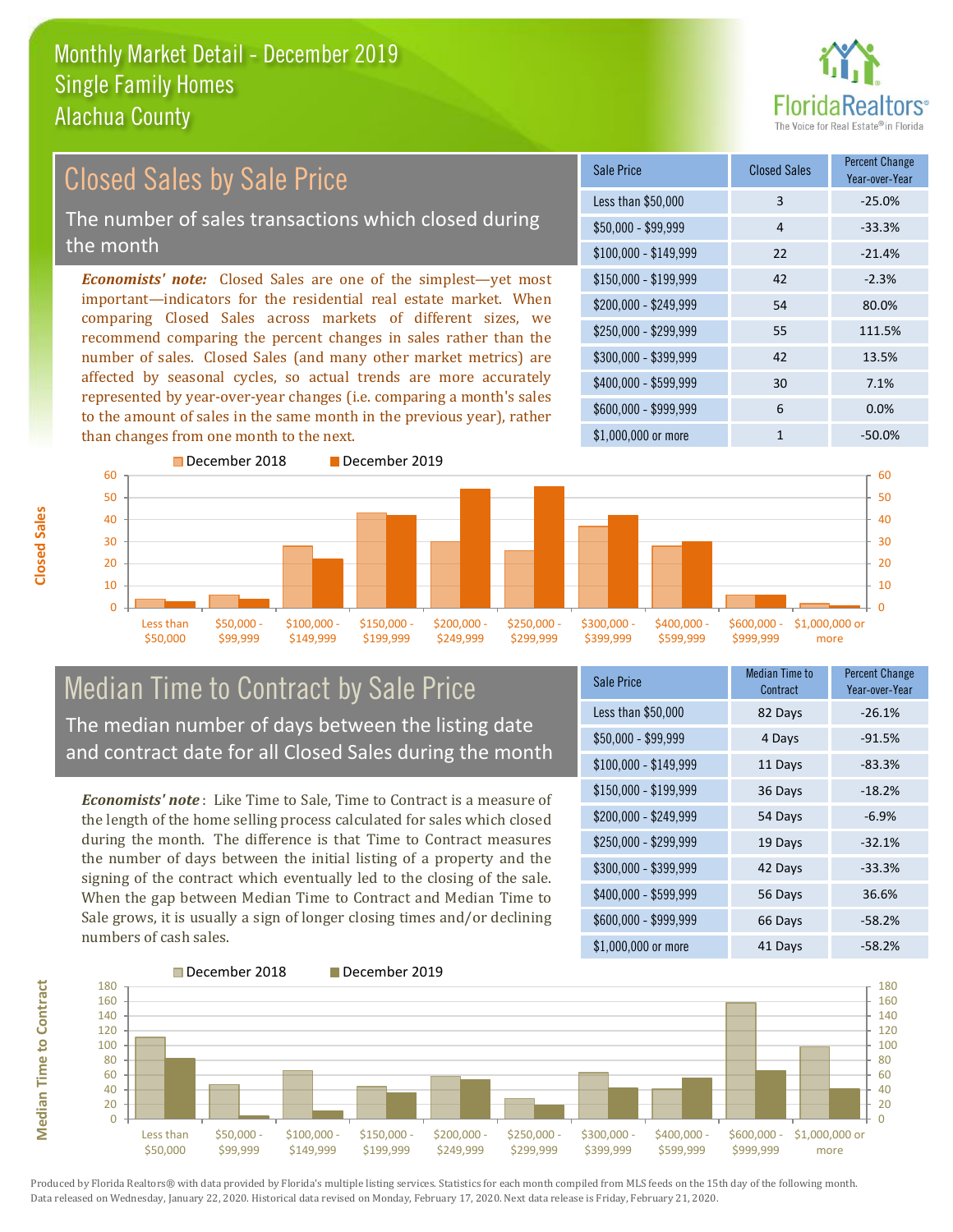# Monthly Market Detail - December 2019
## Single Family Homes
## Alachua County

## Closed Sales by Sale Price

The number of sales transactions which closed during the month

***Economists' note:*** Closed Sales are one of the simplest—yet most important—indicators for the residential real estate market. When comparing Closed Sales across markets of different sizes, we recommend comparing the percent changes in sales rather than the number of sales. Closed Sales (and many other market metrics) are affected by seasonal cycles, so actual trends are more accurately represented by year-over-year changes (i.e. comparing a month's sales to the amount of sales in the same month in the previous year), rather than changes from one month to the next.

| Sale Price | Closed Sales | Percent Change Year-over-Year |
|---|---|---|
| Less than $50,000 | 3 | -25.0% |
| $50,000 - $99,999 | 4 | -33.3% |
| $100,000 - $149,999 | 22 | -21.4% |
| $150,000 - $199,999 | 42 | -2.3% |
| $200,000 - $249,999 | 54 | 80.0% |
| $250,000 - $299,999 | 55 | 111.5% |
| $300,000 - $399,999 | 42 | 13.5% |
| $400,000 - $599,999 | 30 | 7.1% |
| $600,000 - $999,999 | 6 | 0.0% |
| $1,000,000 or more | 1 | -50.0% |

## Median Time to Contract by Sale Price

The median number of days between the listing date and contract date for all Closed Sales during the month

***Economists' note*** : Like Time to Sale, Time to Contract is a measure of the length of the home selling process calculated for sales which closed during the month. The difference is that Time to Contract measures the number of days between the initial listing of a property and the signing of the contract which eventually led to the closing of the sale. When the gap between Median Time to Contract and Median Time to Sale grows, it is usually a sign of longer closing times and/or declining numbers of cash sales.

| Sale Price | Median Time to Contract | Percent Change Year-over-Year |
|---|---|---|
| Less than $50,000 | 82 Days | -26.1% |
| $50,000 - $99,999 | 4 Days | -91.5% |
| $100,000 - $149,999 | 11 Days | -83.3% |
| $150,000 - $199,999 | 36 Days | -18.2% |
| $200,000 - $249,999 | 54 Days | -6.9% |
| $250,000 - $299,999 | 19 Days | -32.1% |
| $300,000 - $399,999 | 42 Days | -33.3% |
| $400,000 - $599,999 | 56 Days | 36.6% |
| $600,000 - $999,999 | 66 Days | -58.2% |
| $1,000,000 or more | 41 Days | -58.2% |

Produced by Florida Realtors® with data provided by Florida's multiple listing services. Statistics for each month compiled from MLS feeds on the 15th day of the following month. Data released on Wednesday, January 22, 2020. Historical data revised on Monday, February 17, 2020. Next data release is Friday, February 21, 2020.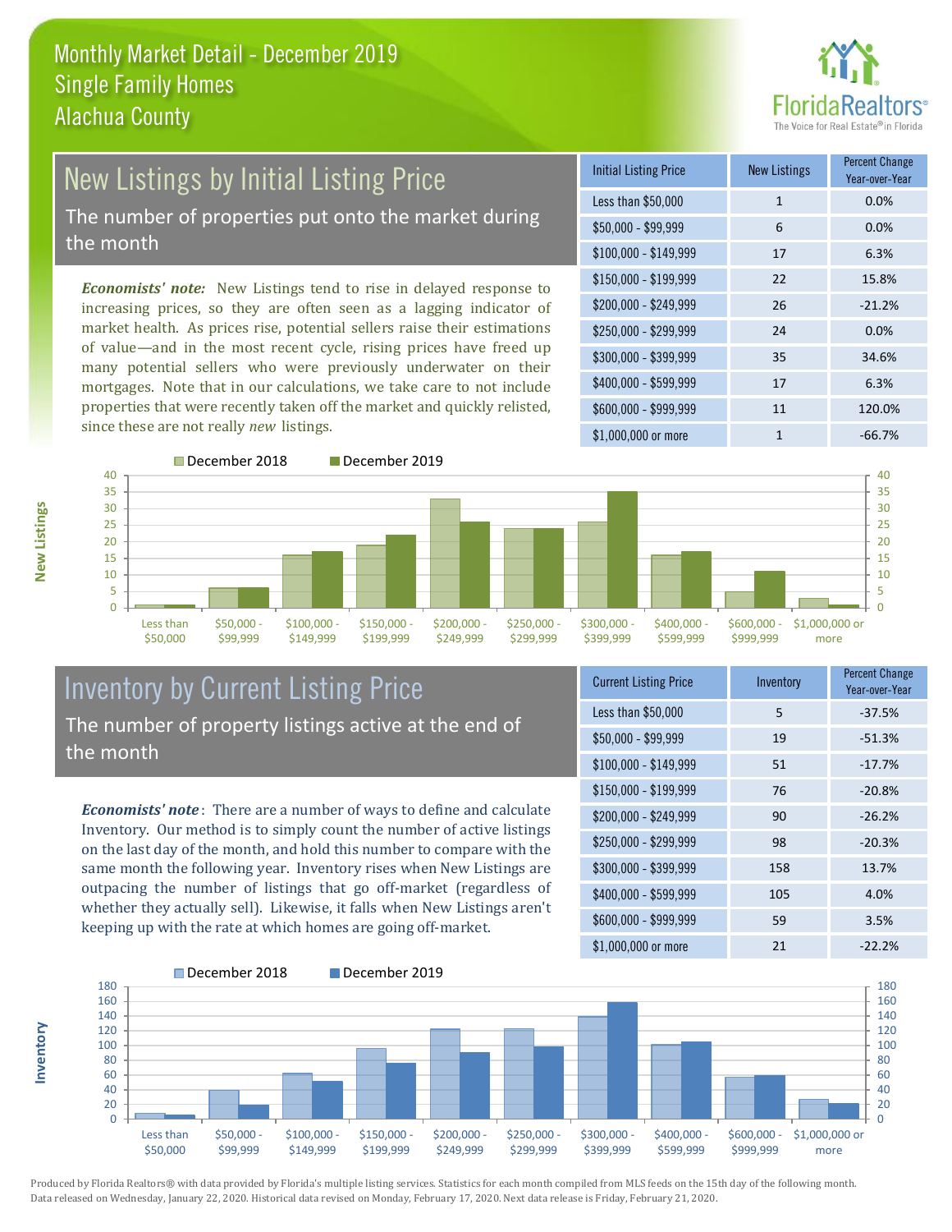Monthly Market Detail - December 2019
Single Family Homes
Alachua County

## New Listings by Initial Listing Price

The number of properties put onto the market during the month

***Economists' note:*** New Listings tend to rise in delayed response to increasing prices, so they are often seen as a lagging indicator of market health. As prices rise, potential sellers raise their estimations of value—and in the most recent cycle, rising prices have freed up many potential sellers who were previously underwater on their mortgages. Note that in our calculations, we take care to not include properties that were recently taken off the market and quickly relisted, since these are not really *new* listings.

| Initial Listing Price | New Listings | Percent Change Year-over-Year |
|---|---|---|
| Less than $50,000 | 1 | 0.0% |
| $50,000 - $99,999 | 6 | 0.0% |
| $100,000 - $149,999 | 17 | 6.3% |
| $150,000 - $199,999 | 22 | 15.8% |
| $200,000 - $249,999 | 26 | -21.2% |
| $250,000 - $299,999 | 24 | 0.0% |
| $300,000 - $399,999 | 35 | 34.6% |
| $400,000 - $599,999 | 17 | 6.3% |
| $600,000 - $999,999 | 11 | 120.0% |
| $1,000,000 or more | 1 | -66.7% |

## Inventory by Current Listing Price

The number of property listings active at the end of the month

***Economists' note*:** There are a number of ways to define and calculate Inventory. Our method is to simply count the number of active listings on the last day of the month, and hold this number to compare with the same month the following year. Inventory rises when New Listings are outpacing the number of listings that go off-market (regardless of whether they actually sell). Likewise, it falls when New Listings aren't keeping up with the rate at which homes are going off-market.

| Current Listing Price | Inventory | Percent Change Year-over-Year |
|---|---|---|
| Less than $50,000 | 5 | -37.5% |
| $50,000 - $99,999 | 19 | -51.3% |
| $100,000 - $149,999 | 51 | -17.7% |
| $150,000 - $199,999 | 76 | -20.8% |
| $200,000 - $249,999 | 90 | -26.2% |
| $250,000 - $299,999 | 98 | -20.3% |
| $300,000 - $399,999 | 158 | 13.7% |
| $400,000 - $599,999 | 105 | 4.0% |
| $600,000 - $999,999 | 59 | 3.5% |
| $1,000,000 or more | 21 | -22.2% |

Produced by Florida Realtors® with data provided by Florida's multiple listing services. Statistics for each month compiled from MLS feeds on the 15th day of the following month. Data released on Wednesday, January 22, 2020. Historical data revised on Monday, February 17, 2020. Next data release is Friday, February 21, 2020.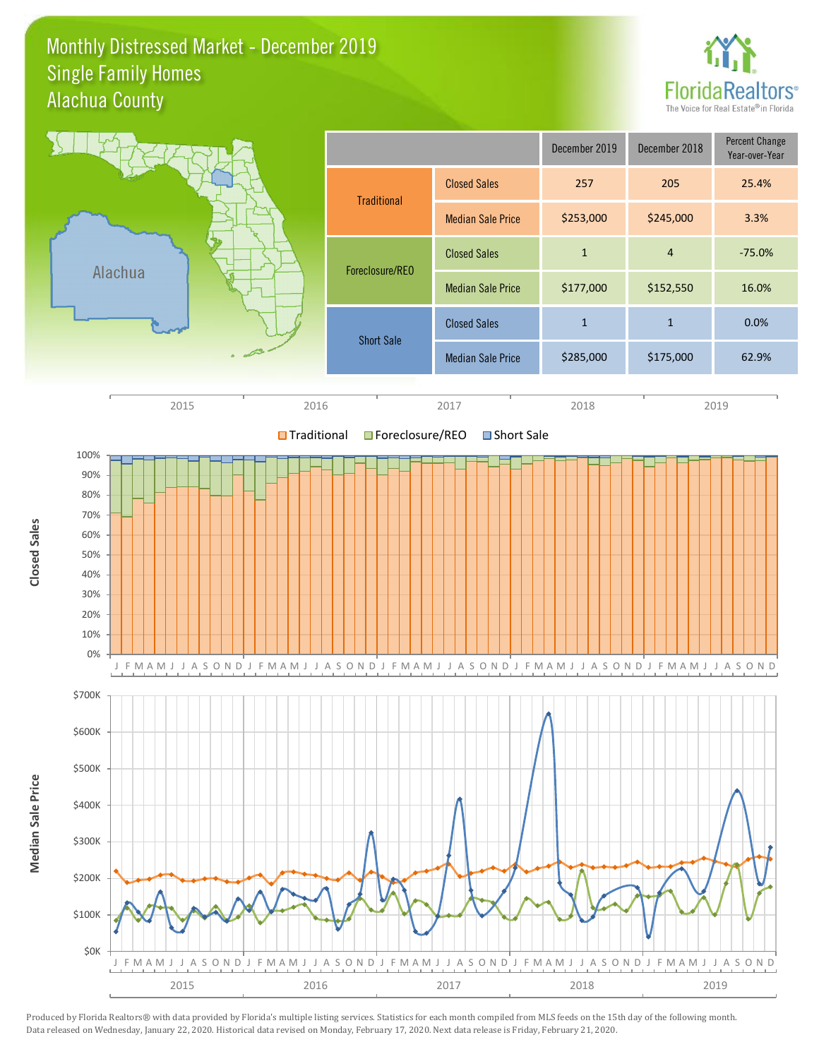# Monthly Distressed Market - December 2019
## Single Family Homes
## Alachua County

FloridaRealtors® The Voice for Real Estate® in Florida

| | | December 2019 | December 2018 | Percent Change Year-over-Year |
|---|---|---|---|---|
| Traditional | Closed Sales | 257 | 205 | 25.4% |
| | Median Sale Price | $253,000 | $245,000 | 3.3% |
| Foreclosure/REO | Closed Sales | 1 | 4 | -75.0% |
| | Median Sale Price | $177,000 | $152,550 | 16.0% |
| Short Sale | Closed Sales | 1 | 1 | 0.0% |
| | Median Sale Price | $285,000 | $175,000 | 62.9% |

Produced by Florida Realtors® with data provided by Florida's multiple listing services. Statistics for each month compiled from MLS feeds on the 15th day of the following month. Data released on Wednesday, January 22, 2020. Historical data revised on Monday, February 17, 2020. Next data release is Friday, February 21, 2020.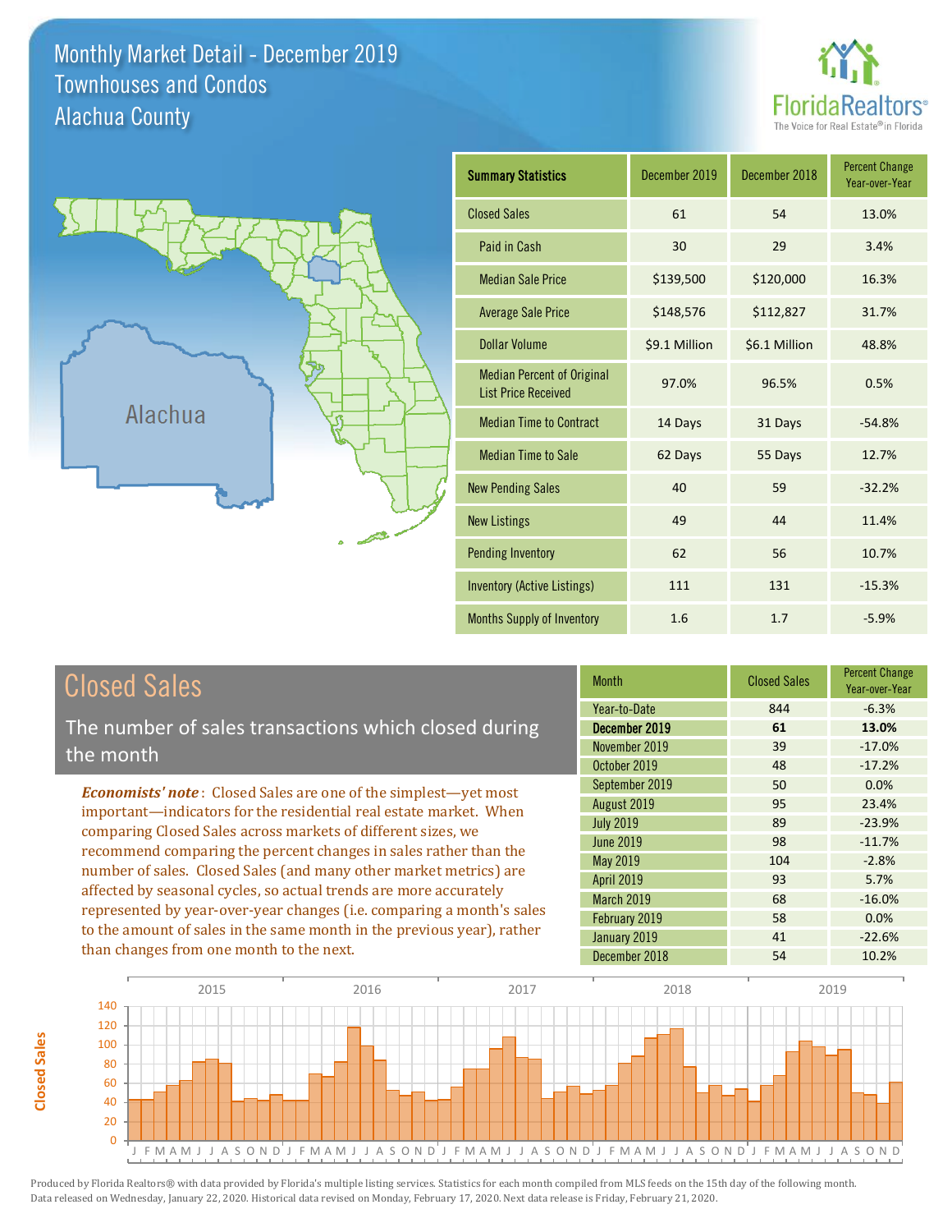# Monthly Market Detail - December 2019
## Townhouses and Condos
## Alachua County

Alachua

| Summary Statistics | December 2019 | December 2018 | Percent Change Year-over-Year |
|---|---|---|---|
| Closed Sales | 61 | 54 | 13.0% |
| Paid in Cash | 30 | 29 | 3.4% |
| Median Sale Price | $139,500 | $120,000 | 16.3% |
| Average Sale Price | $148,576 | $112,827 | 31.7% |
| Dollar Volume | $9.1 Million | $6.1 Million | 48.8% |
| Median Percent of Original List Price Received | 97.0% | 96.5% | 0.5% |
| Median Time to Contract | 14 Days | 31 Days | -54.8% |
| Median Time to Sale | 62 Days | 55 Days | 12.7% |
| New Pending Sales | 40 | 59 | -32.2% |
| New Listings | 49 | 44 | 11.4% |
| Pending Inventory | 62 | 56 | 10.7% |
| Inventory (Active Listings) | 111 | 131 | -15.3% |
| Months Supply of Inventory | 1.6 | 1.7 | -5.9% |

## Closed Sales

The number of sales transactions which closed during the month

*Economists' note*: Closed Sales are one of the simplest—yet most important—indicators for the residential real estate market. When comparing Closed Sales across markets of different sizes, we recommend comparing the percent changes in sales rather than the number of sales. Closed Sales (and many other market metrics) are affected by seasonal cycles, so actual trends are more accurately represented by year-over-year changes (i.e. comparing a month's sales to the amount of sales in the same month in the previous year), rather than changes from one month to the next.

| Month | Closed Sales | Percent Change Year-over-Year |
|---|---|---|
| Year-to-Date | 844 | -6.3% |
| **December 2019** | **61** | **13.0%** |
| November 2019 | 39 | -17.0% |
| October 2019 | 48 | -17.2% |
| September 2019 | 50 | 0.0% |
| August 2019 | 95 | 23.4% |
| July 2019 | 89 | -23.9% |
| June 2019 | 98 | -11.7% |
| May 2019 | 104 | -2.8% |
| April 2019 | 93 | 5.7% |
| March 2019 | 68 | -16.0% |
| February 2019 | 58 | 0.0% |
| January 2019 | 41 | -22.6% |
| December 2018 | 54 | 10.2% |

Produced by Florida Realtors® with data provided by Florida's multiple listing services. Statistics for each month compiled from MLS feeds on the 15th day of the following month. Data released on Wednesday, January 22, 2020. Historical data revised on Monday, February 17, 2020. Next data release is Friday, February 21, 2020.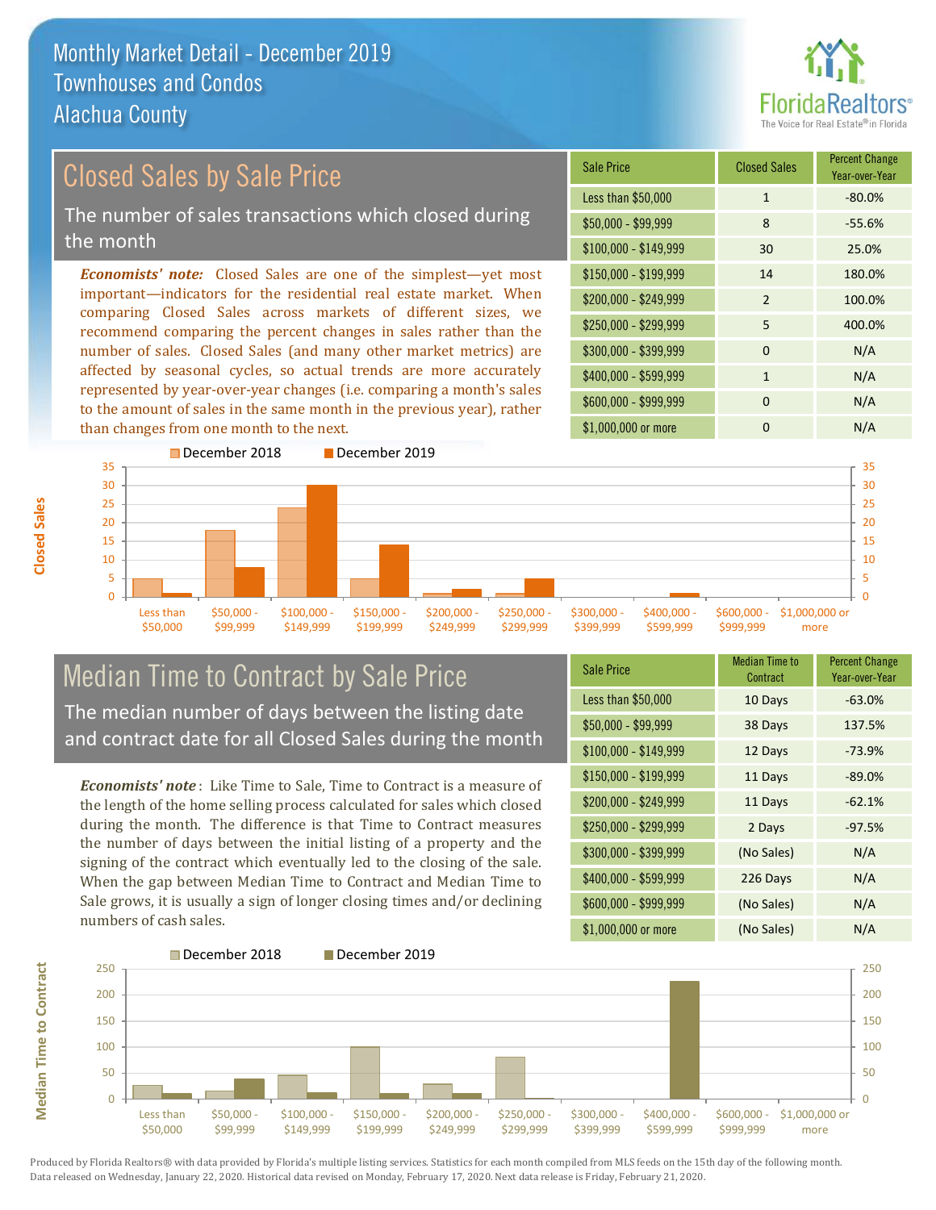# Monthly Market Detail - December 2019
## Townhouses and Condos
## Alachua County

## Closed Sales by Sale Price

The number of sales transactions which closed during the month

***Economists' note:*** Closed Sales are one of the simplest—yet most important—indicators for the residential real estate market. When comparing Closed Sales across markets of different sizes, we recommend comparing the percent changes in sales rather than the number of sales. Closed Sales (and many other market metrics) are affected by seasonal cycles, so actual trends are more accurately represented by year-over-year changes (i.e. comparing a month's sales to the amount of sales in the same month in the previous year), rather than changes from one month to the next.

| Sale Price | Closed Sales | Percent Change Year-over-Year |
|---|---|---|
| Less than $50,000 | 1 | -80.0% |
| $50,000 - $99,999 | 8 | -55.6% |
| $100,000 - $149,999 | 30 | 25.0% |
| $150,000 - $199,999 | 14 | 180.0% |
| $200,000 - $249,999 | 2 | 100.0% |
| $250,000 - $299,999 | 5 | 400.0% |
| $300,000 - $399,999 | 0 | N/A |
| $400,000 - $599,999 | 1 | N/A |
| $600,000 - $999,999 | 0 | N/A |
| $1,000,000 or more | 0 | N/A |

## Median Time to Contract by Sale Price

The median number of days between the listing date and contract date for all Closed Sales during the month

***Economists' note*** : Like Time to Sale, Time to Contract is a measure of the length of the home selling process calculated for sales which closed during the month. The difference is that Time to Contract measures the number of days between the initial listing of a property and the signing of the contract which eventually led to the closing of the sale. When the gap between Median Time to Contract and Median Time to Sale grows, it is usually a sign of longer closing times and/or declining numbers of cash sales.

| Sale Price | Median Time to Contract | Percent Change Year-over-Year |
|---|---|---|
| Less than $50,000 | 10 Days | -63.0% |
| $50,000 - $99,999 | 38 Days | 137.5% |
| $100,000 - $149,999 | 12 Days | -73.9% |
| $150,000 - $199,999 | 11 Days | -89.0% |
| $200,000 - $249,999 | 11 Days | -62.1% |
| $250,000 - $299,999 | 2 Days | -97.5% |
| $300,000 - $399,999 | (No Sales) | N/A |
| $400,000 - $599,999 | 226 Days | N/A |
| $600,000 - $999,999 | (No Sales) | N/A |
| $1,000,000 or more | (No Sales) | N/A |

Produced by Florida Realtors® with data provided by Florida's multiple listing services. Statistics for each month compiled from MLS feeds on the 15th day of the following month. Data released on Wednesday, January 22, 2020. Historical data revised on Monday, February 17, 2020. Next data release is Friday, February 21, 2020.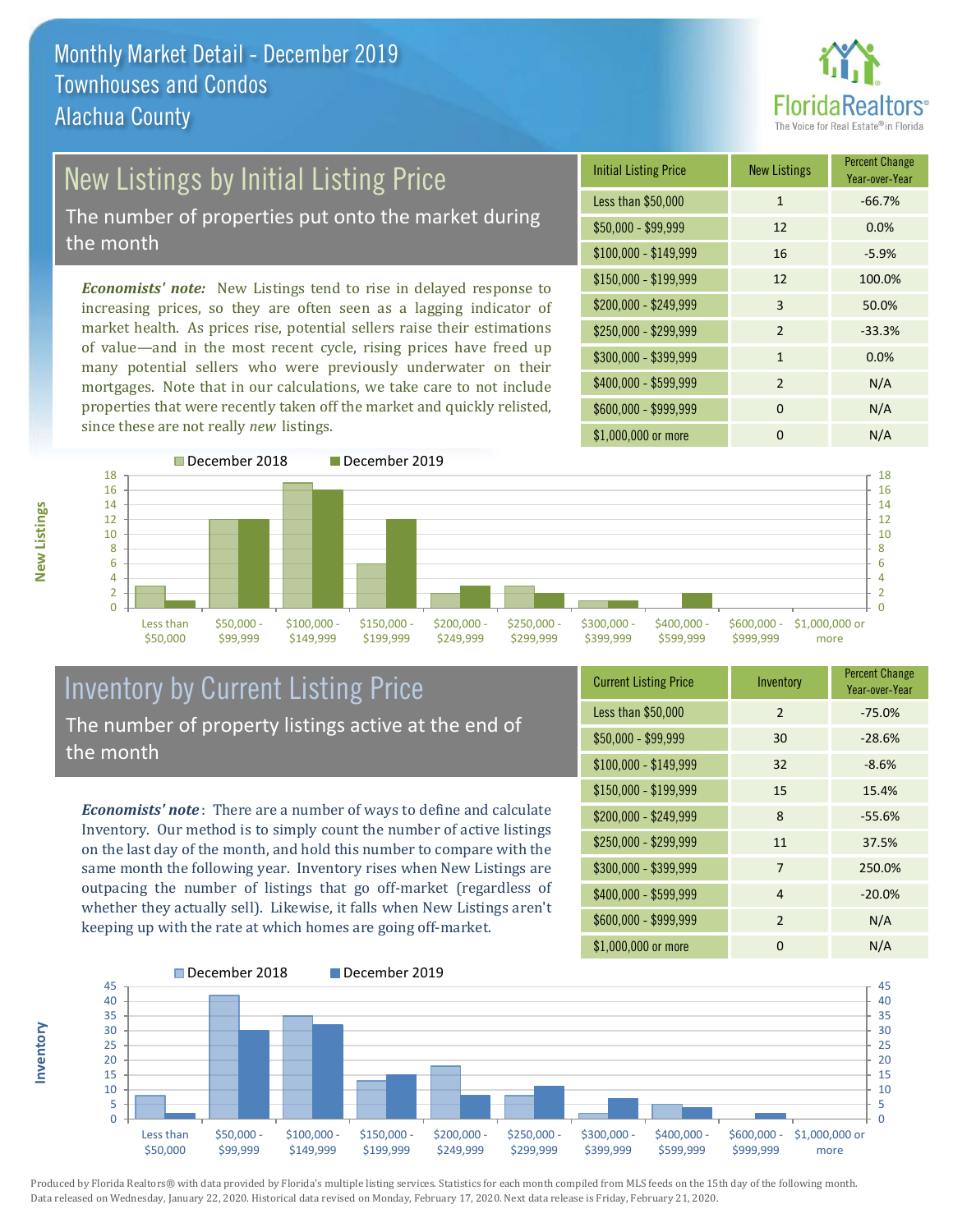# Monthly Market Detail - December 2019
## Townhouses and Condos
## Alachua County

## New Listings by Initial Listing Price

The number of properties put onto the market during the month

*Economists' note*: New Listings tend to rise in delayed response to increasing prices, so they are often seen as a lagging indicator of market health. As prices rise, potential sellers raise their estimations of value—and in the most recent cycle, rising prices have freed up many potential sellers who were previously underwater on their mortgages. Note that in our calculations, we take care to not include properties that were recently taken off the market and quickly relisted, since these are not really *new* listings.

| Initial Listing Price | New Listings | Percent Change Year-over-Year |
|---|---|---|
| Less than $50,000 | 1 | -66.7% |
| $50,000 - $99,999 | 12 | 0.0% |
| $100,000 - $149,999 | 16 | -5.9% |
| $150,000 - $199,999 | 12 | 100.0% |
| $200,000 - $249,999 | 3 | 50.0% |
| $250,000 - $299,999 | 2 | -33.3% |
| $300,000 - $399,999 | 1 | 0.0% |
| $400,000 - $599,999 | 2 | N/A |
| $600,000 - $999,999 | 0 | N/A |
| $1,000,000 or more | 0 | N/A |

## Inventory by Current Listing Price

The number of property listings active at the end of the month

*Economists' note*: There are a number of ways to define and calculate Inventory. Our method is to simply count the number of active listings on the last day of the month, and hold this number to compare with the same month the following year. Inventory rises when New Listings are outpacing the number of listings that go off-market (regardless of whether they actually sell). Likewise, it falls when New Listings aren't keeping up with the rate at which homes are going off-market.

| Current Listing Price | Inventory | Percent Change Year-over-Year |
|---|---|---|
| Less than $50,000 | 2 | -75.0% |
| $50,000 - $99,999 | 30 | -28.6% |
| $100,000 - $149,999 | 32 | -8.6% |
| $150,000 - $199,999 | 15 | 15.4% |
| $200,000 - $249,999 | 8 | -55.6% |
| $250,000 - $299,999 | 11 | 37.5% |
| $300,000 - $399,999 | 7 | 250.0% |
| $400,000 - $599,999 | 4 | -20.0% |
| $600,000 - $999,999 | 2 | N/A |
| $1,000,000 or more | 0 | N/A |

Produced by Florida Realtors® with data provided by Florida's multiple listing services. Statistics for each month compiled from MLS feeds on the 15th day of the following month. Data released on Wednesday, January 22, 2020. Historical data revised on Monday, February 17, 2020. Next data release is Friday, February 21, 2020.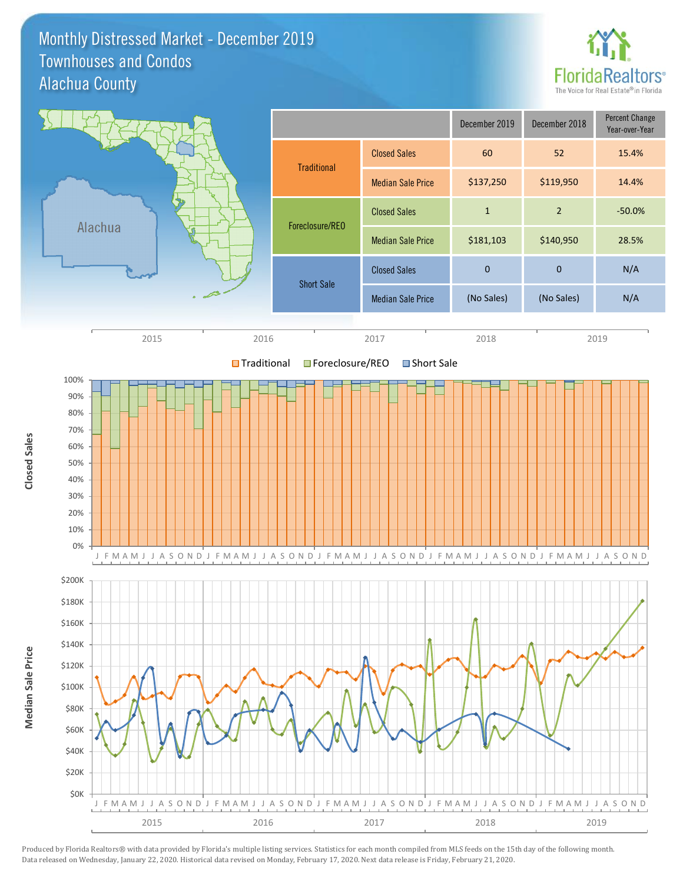# Monthly Distressed Market - December 2019
## Townhouses and Condos
## Alachua County

| | | December 2019 | December 2018 | Percent Change Year-over-Year |
|---|---|---|---|---|
| Traditional | Closed Sales | 60 | 52 | 15.4% |
| | Median Sale Price | $137,250 | $119,950 | 14.4% |
| Foreclosure/REO | Closed Sales | 1 | 2 | -50.0% |
| | Median Sale Price | $181,103 | $140,950 | 28.5% |
| Short Sale | Closed Sales | 0 | 0 | N/A |
| | Median Sale Price | (No Sales) | (No Sales) | N/A |

Produced by Florida Realtors® with data provided by Florida's multiple listing services. Statistics for each month compiled from MLS feeds on the 15th day of the following month. Data released on Wednesday, January 22, 2020. Historical data revised on Monday, February 17, 2020. Next data release is Friday, February 21, 2020.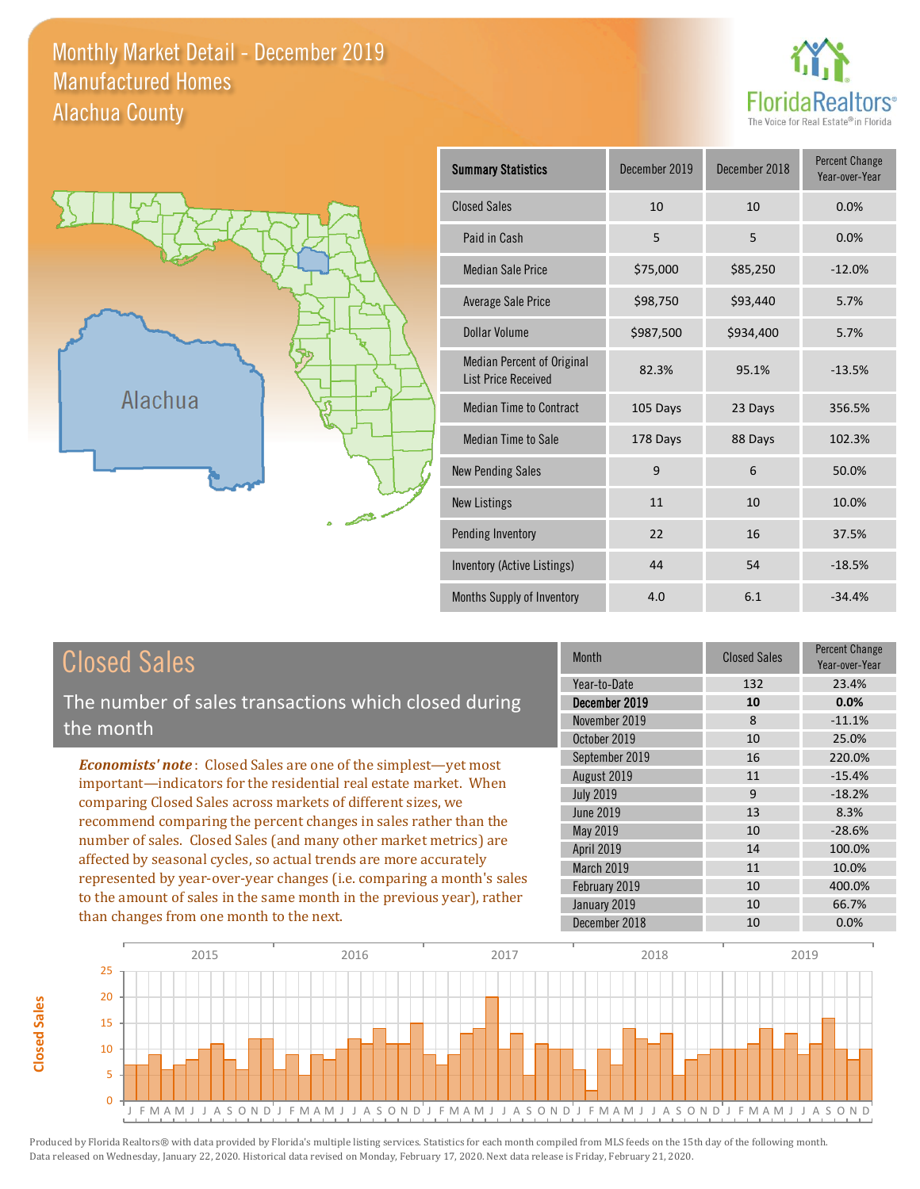# Monthly Market Detail - December 2019
## Manufactured Homes
## Alachua County

| Summary Statistics | December 2019 | December 2018 | Percent Change Year-over-Year |
|---|---|---|---|
| Closed Sales | 10 | 10 | 0.0% |
| Paid in Cash | 5 | 5 | 0.0% |
| Median Sale Price | $75,000 | $85,250 | -12.0% |
| Average Sale Price | $98,750 | $93,440 | 5.7% |
| Dollar Volume | $987,500 | $934,400 | 5.7% |
| Median Percent of Original List Price Received | 82.3% | 95.1% | -13.5% |
| Median Time to Contract | 105 Days | 23 Days | 356.5% |
| Median Time to Sale | 178 Days | 88 Days | 102.3% |
| New Pending Sales | 9 | 6 | 50.0% |
| New Listings | 11 | 10 | 10.0% |
| Pending Inventory | 22 | 16 | 37.5% |
| Inventory (Active Listings) | 44 | 54 | -18.5% |
| Months Supply of Inventory | 4.0 | 6.1 | -34.4% |

## Closed Sales

The number of sales transactions which closed during the month

***Economists' note***: Closed Sales are one of the simplest—yet most important—indicators for the residential real estate market. When comparing Closed Sales across markets of different sizes, we recommend comparing the percent changes in sales rather than the number of sales. Closed Sales (and many other market metrics) are affected by seasonal cycles, so actual trends are more accurately represented by year-over-year changes (i.e. comparing a month's sales to the amount of sales in the same month in the previous year), rather than changes from one month to the next.

| Month | Closed Sales | Percent Change Year-over-Year |
|---|---|---|
| Year-to-Date | 132 | 23.4% |
| **December 2019** | **10** | **0.0%** |
| November 2019 | 8 | -11.1% |
| October 2019 | 10 | 25.0% |
| September 2019 | 16 | 220.0% |
| August 2019 | 11 | -15.4% |
| July 2019 | 9 | -18.2% |
| June 2019 | 13 | 8.3% |
| May 2019 | 10 | -28.6% |
| April 2019 | 14 | 100.0% |
| March 2019 | 11 | 10.0% |
| February 2019 | 10 | 400.0% |
| January 2019 | 10 | 66.7% |
| December 2018 | 10 | 0.0% |

Produced by Florida Realtors® with data provided by Florida's multiple listing services. Statistics for each month compiled from MLS feeds on the 15th day of the following month. Data released on Wednesday, January 22, 2020. Historical data revised on Monday, February 17, 2020. Next data release is Friday, February 21, 2020.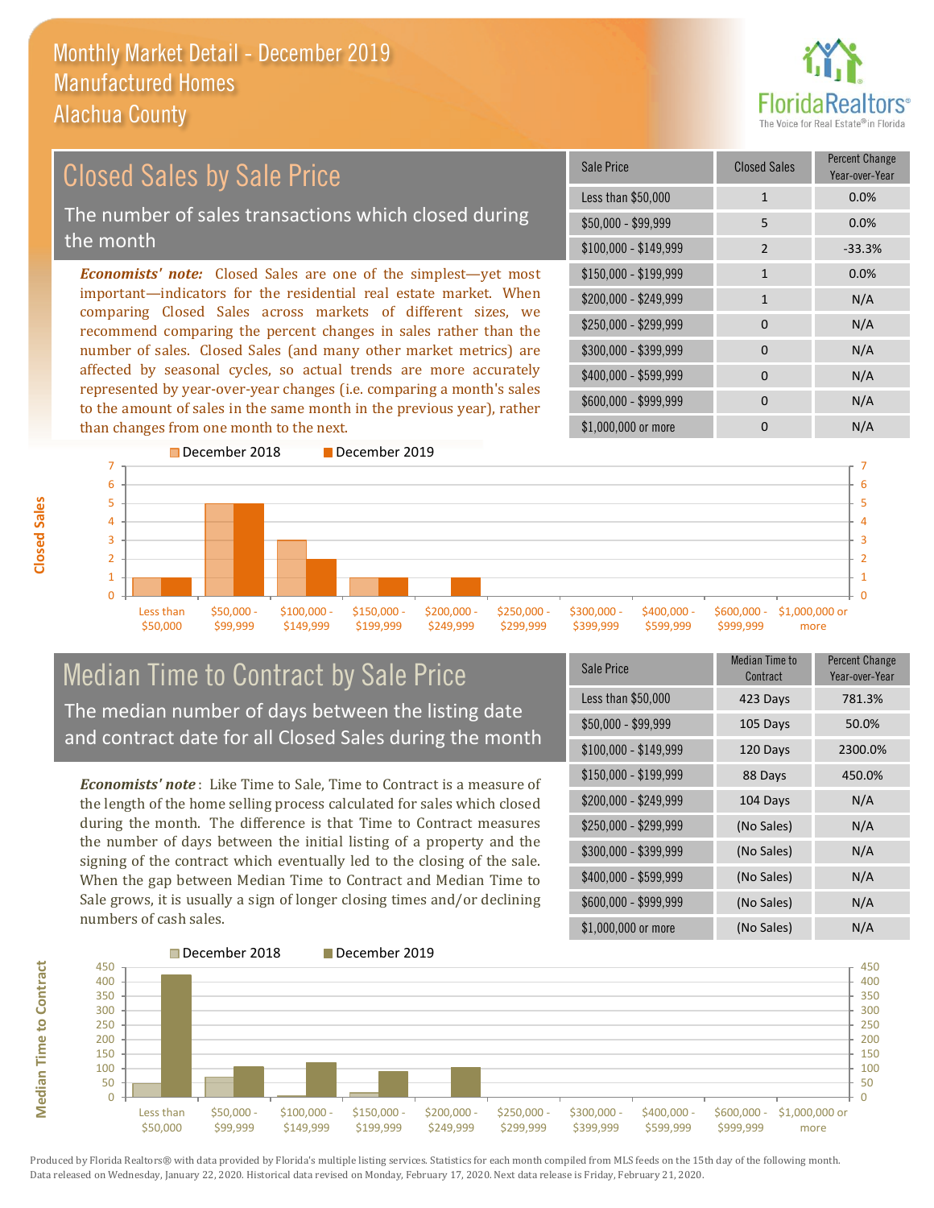# Monthly Market Detail - December 2019
## Manufactured Homes
## Alachua County

## Closed Sales by Sale Price

The number of sales transactions which closed during the month

*Economists' note:* Closed Sales are one of the simplest—yet most important—indicators for the residential real estate market. When comparing Closed Sales across markets of different sizes, we recommend comparing the percent changes in sales rather than the number of sales. Closed Sales (and many other market metrics) are affected by seasonal cycles, so actual trends are more accurately represented by year-over-year changes (i.e. comparing a month's sales to the amount of sales in the same month in the previous year), rather than changes from one month to the next.

| Sale Price | Closed Sales | Percent Change Year-over-Year |
|---|---|---|
| Less than $50,000 | 1 | 0.0% |
| $50,000 - $99,999 | 5 | 0.0% |
| $100,000 - $149,999 | 2 | -33.3% |
| $150,000 - $199,999 | 1 | 0.0% |
| $200,000 - $249,999 | 1 | N/A |
| $250,000 - $299,999 | 0 | N/A |
| $300,000 - $399,999 | 0 | N/A |
| $400,000 - $599,999 | 0 | N/A |
| $600,000 - $999,999 | 0 | N/A |
| $1,000,000 or more | 0 | N/A |

## Median Time to Contract by Sale Price

The median number of days between the listing date and contract date for all Closed Sales during the month

*Economists' note*: Like Time to Sale, Time to Contract is a measure of the length of the home selling process calculated for sales which closed during the month. The difference is that Time to Contract measures the number of days between the initial listing of a property and the signing of the contract which eventually led to the closing of the sale. When the gap between Median Time to Contract and Median Time to Sale grows, it is usually a sign of longer closing times and/or declining numbers of cash sales.

| Sale Price | Median Time to Contract | Percent Change Year-over-Year |
|---|---|---|
| Less than $50,000 | 423 Days | 781.3% |
| $50,000 - $99,999 | 105 Days | 50.0% |
| $100,000 - $149,999 | 120 Days | 2300.0% |
| $150,000 - $199,999 | 88 Days | 450.0% |
| $200,000 - $249,999 | 104 Days | N/A |
| $250,000 - $299,999 | (No Sales) | N/A |
| $300,000 - $399,999 | (No Sales) | N/A |
| $400,000 - $599,999 | (No Sales) | N/A |
| $600,000 - $999,999 | (No Sales) | N/A |
| $1,000,000 or more | (No Sales) | N/A |

Produced by Florida Realtors® with data provided by Florida's multiple listing services. Statistics for each month compiled from MLS feeds on the 15th day of the following month. Data released on Wednesday, January 22, 2020. Historical data revised on Monday, February 17, 2020. Next data release is Friday, February 21, 2020.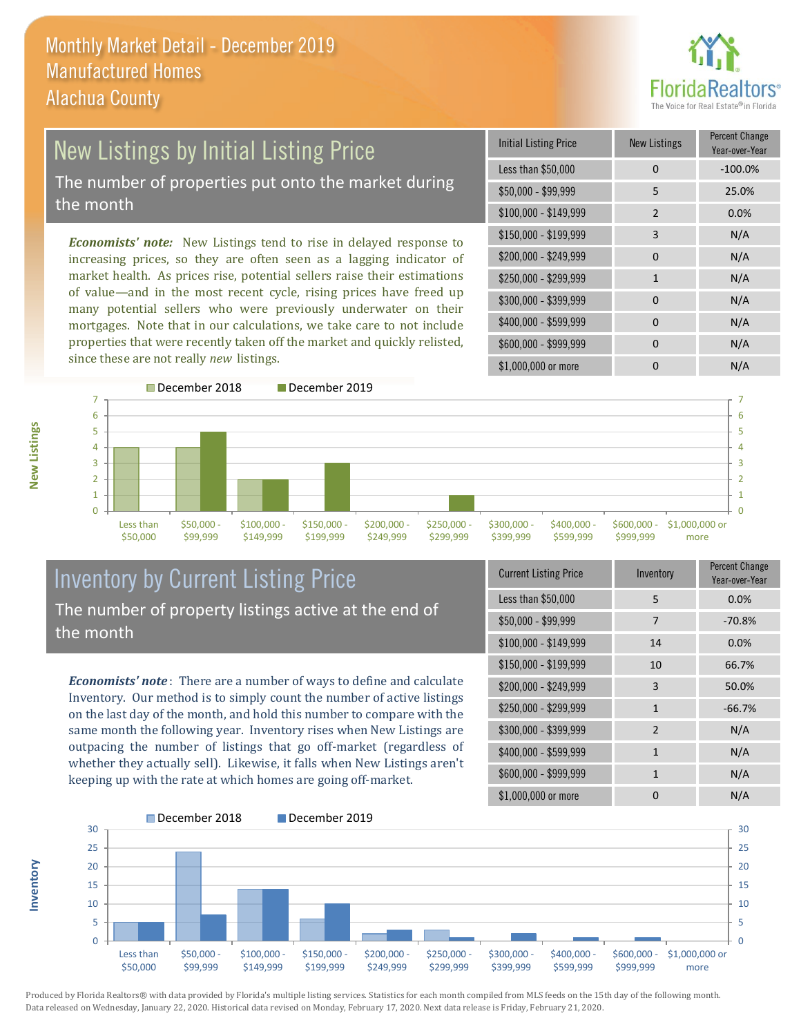# Monthly Market Detail - December 2019
## Manufactured Homes
## Alachua County

## New Listings by Initial Listing Price

The number of properties put onto the market during the month

*Economists' note:* New Listings tend to rise in delayed response to increasing prices, so they are often seen as a lagging indicator of market health. As prices rise, potential sellers raise their estimations of value—and in the most recent cycle, rising prices have freed up many potential sellers who were previously underwater on their mortgages. Note that in our calculations, we take care to not include properties that were recently taken off the market and quickly relisted, since these are not really *new* listings.

| Initial Listing Price | New Listings | Percent Change Year-over-Year |
|---|---|---|
| Less than $50,000 | 0 | -100.0% |
| $50,000 - $99,999 | 5 | 25.0% |
| $100,000 - $149,999 | 2 | 0.0% |
| $150,000 - $199,999 | 3 | N/A |
| $200,000 - $249,999 | 0 | N/A |
| $250,000 - $299,999 | 1 | N/A |
| $300,000 - $399,999 | 0 | N/A |
| $400,000 - $599,999 | 0 | N/A |
| $600,000 - $999,999 | 0 | N/A |
| $1,000,000 or more | 0 | N/A |

| New Listings | December 2018 | December 2019 |
|---|---|---|
| Less than $50,000 | 4 | 0 |
| $50,000 - $99,999 | 4 | 5 |
| $100,000 - $149,999 | 2 | 2 |
| $150,000 - $199,999 | 0 | 3 |
| $200,000 - $249,999 | 0 | 0 |
| $250,000 - $299,999 | 0 | 1 |
| $300,000 - $399,999 | 0 | 0 |
| $400,000 - $599,999 | 0 | 0 |
| $600,000 - $999,999 | 0 | 0 |
| $1,000,000 or more | 0 | 0 |

## Inventory by Current Listing Price

The number of property listings active at the end of the month

*Economists' note*: There are a number of ways to define and calculate Inventory. Our method is to simply count the number of active listings on the last day of the month, and hold this number to compare with the same month the following year. Inventory rises when New Listings are outpacing the number of listings that go off-market (regardless of whether they actually sell). Likewise, it falls when New Listings aren't keeping up with the rate at which homes are going off-market.

| Current Listing Price | Inventory | Percent Change Year-over-Year |
|---|---|---|
| Less than $50,000 | 5 | 0.0% |
| $50,000 - $99,999 | 7 | -70.8% |
| $100,000 - $149,999 | 14 | 0.0% |
| $150,000 - $199,999 | 10 | 66.7% |
| $200,000 - $249,999 | 3 | 50.0% |
| $250,000 - $299,999 | 1 | -66.7% |
| $300,000 - $399,999 | 2 | N/A |
| $400,000 - $599,999 | 1 | N/A |
| $600,000 - $999,999 | 1 | N/A |
| $1,000,000 or more | 0 | N/A |

| Inventory | December 2018 | December 2019 |
|---|---|---|
| Less than $50,000 | 5 | 5 |
| $50,000 - $99,999 | 24 | 7 |
| $100,000 - $149,999 | 14 | 14 |
| $150,000 - $199,999 | 6 | 10 |
| $200,000 - $249,999 | 2 | 3 |
| $250,000 - $299,999 | 3 | 1 |
| $300,000 - $399,999 | 0 | 2 |
| $400,000 - $599,999 | 0 | 1 |
| $600,000 - $999,999 | 0 | 1 |
| $1,000,000 or more | 0 | 0 |

Produced by Florida Realtors® with data provided by Florida's multiple listing services. Statistics for each month compiled from MLS feeds on the 15th day of the following month. Data released on Wednesday, January 22, 2020. Historical data revised on Monday, February 17, 2020. Next data release is Friday, February 21, 2020.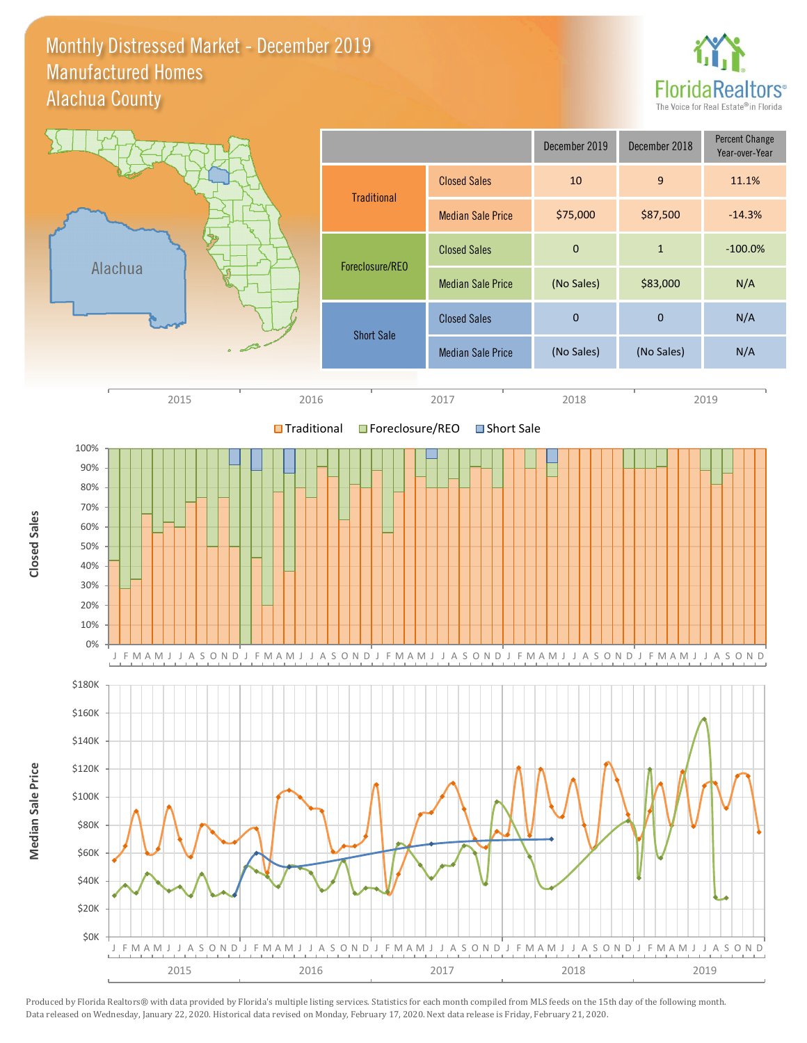# Monthly Distressed Market - December 2019
## Manufactured Homes
## Alachua County

FloridaRealtors®
The Voice for Real Estate® in Florida

Alachua

| | | December 2019 | December 2018 | Percent Change Year-over-Year |
|---|---|---|---|---|
| Traditional | Closed Sales | 10 | 9 | 11.1% |
| | Median Sale Price | $75,000 | $87,500 | -14.3% |
| Foreclosure/REO | Closed Sales | 0 | 1 | -100.0% |
| | Median Sale Price | (No Sales) | $83,000 | N/A |
| Short Sale | Closed Sales | 0 | 0 | N/A |
| | Median Sale Price | (No Sales) | (No Sales) | N/A |

2015 2016 2017 2018 2019

Traditional Foreclosure/REO Short Sale

Closed Sales

100% 90% 80% 70% 60% 50% 40% 30% 20% 10% 0%

J F M A M J J A S O N D J F M A M J J A S O N D J F M A M J J A S O N D J F M A M J J A S O N D J F M A M J J A S O N D

Median Sale Price

$180K $160K $140K $120K $100K $80K $60K $40K $20K $0K

J F M A M J J A S O N D J F M A M J J A S O N D J F M A M J J A S O N D J F M A M J J A S O N D J F M A M J J A S O N D

2015 2016 2017 2018 2019

Produced by Florida Realtors® with data provided by Florida's multiple listing services. Statistics for each month compiled from MLS feeds on the 15th day of the following month. Data released on Wednesday, January 22, 2020. Historical data revised on Monday, February 17, 2020. Next data release is Friday, February 21, 2020.